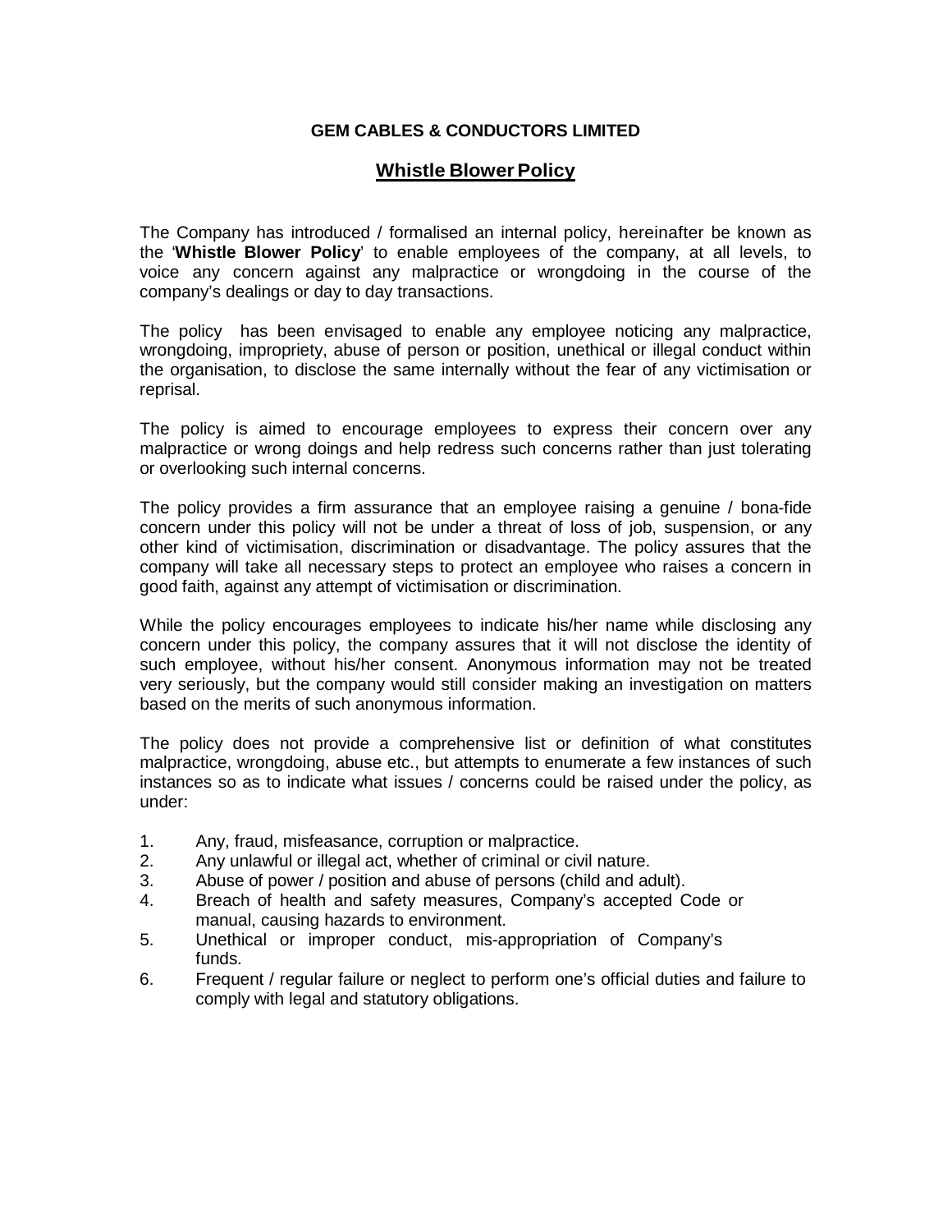**GEM CABLES & CONDUCTORS LIMITED**

## Whistle Blower Policy

The Company has introduced / formalised an internal policy, hereinafter be known as the '**Whistle Blower Policy**' to enable employees of the company, at all levels, to voice any concern against any malpractice or wrongdoing in the course of the company's dealings or day to day transactions.

The policy has been envisaged to enable any employee noticing any malpractice, wrongdoing, impropriety, abuse of person or position, unethical or illegal conduct within the organisation, to disclose the same internally without the fear of any victimisation or reprisal.

The policy is aimed to encourage employees to express their concern over any malpractice or wrong doings and help redress such concerns rather than just tolerating or overlooking such internal concerns.

The policy provides a firm assurance that an employee raising a genuine / bona-fide concern under this policy will not be under a threat of loss of job, suspension, or any other kind of victimisation, discrimination or disadvantage. The policy assures that the company will take all necessary steps to protect an employee who raises a concern in good faith, against any attempt of victimisation or discrimination.

While the policy encourages employees to indicate his/her name while disclosing any concern under this policy, the company assures that it will not disclose the identity of such employee, without his/her consent. Anonymous information may not be treated very seriously, but the company would still consider making an investigation on matters based on the merits of such anonymous information.

The policy does not provide a comprehensive list or definition of what constitutes malpractice, wrongdoing, abuse etc., but attempts to enumerate a few instances of such instances so as to indicate what issues / concerns could be raised under the policy, as under:

1. Any, fraud, misfeasance, corruption or malpractice.
2. Any unlawful or illegal act, whether of criminal or civil nature.
3. Abuse of power / position and abuse of persons (child and adult).
4. Breach of health and safety measures, Company's accepted Code or manual, causing hazards to environment.
5. Unethical or improper conduct, mis-appropriation of Company's funds.
6. Frequent / regular failure or neglect to perform one's official duties and failure to comply with legal and statutory obligations.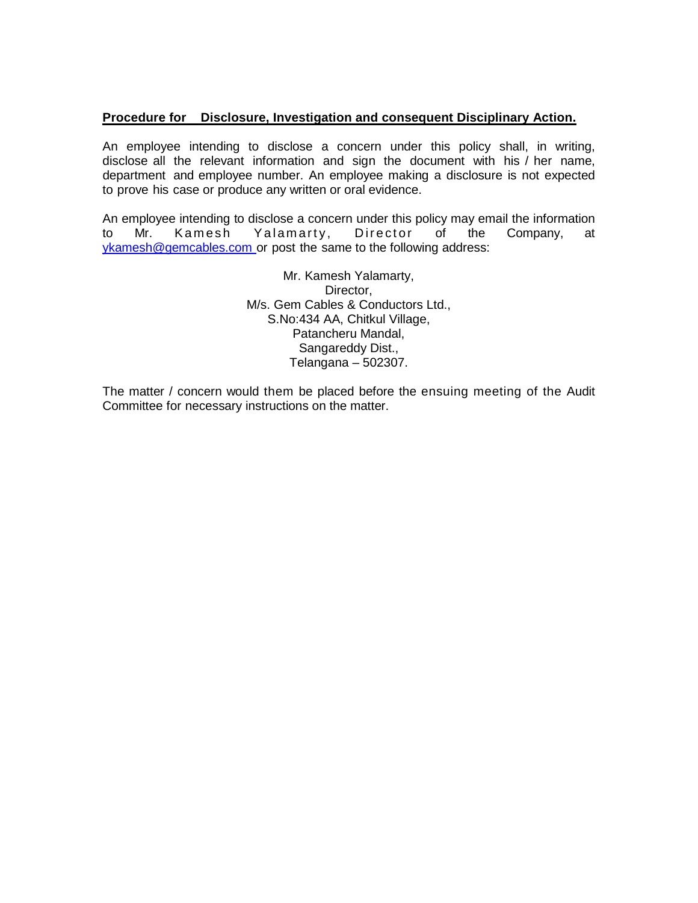**Procedure for Disclosure, Investigation and consequent Disciplinary Action.**

An employee intending to disclose a concern under this policy shall, in writing, disclose all the relevant information and sign the document with his / her name, department and employee number. An employee making a disclosure is not expected to prove his case or produce any written or oral evidence.

An employee intending to disclose a concern under this policy may email the information to Mr. Kamesh Yalamarty, Director of the Company, at ykamesh@gemcables.com or post the same to the following address:

Mr. Kamesh Yalamarty,  
Director,  
M/s. Gem Cables & Conductors Ltd.,  
S.No:434 AA, Chitkul Village,  
Patancheru Mandal,  
Sangareddy Dist.,  
Telangana – 502307.

The matter / concern would them be placed before the ensuing meeting of the Audit Committee for necessary instructions on the matter.